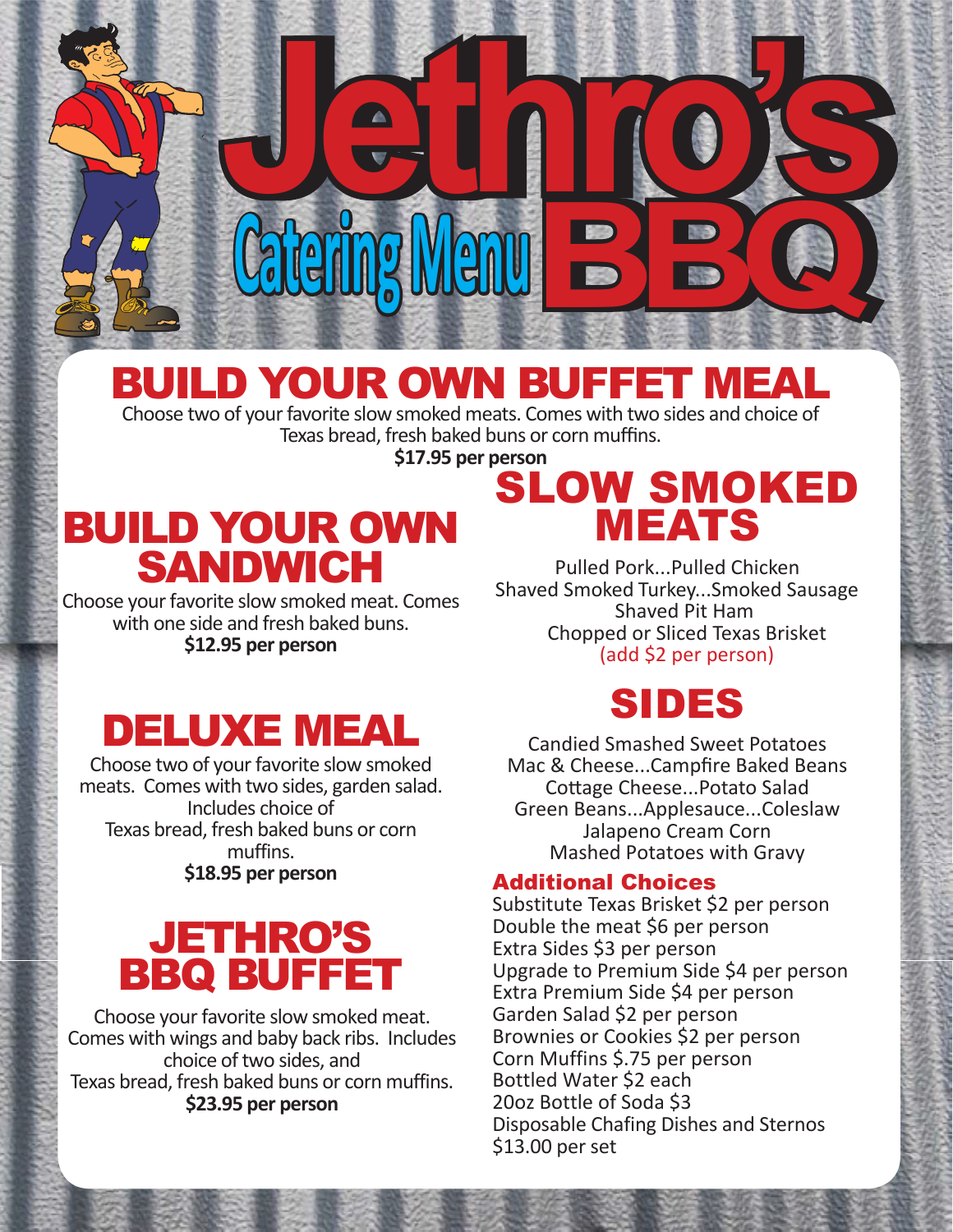# Jethro's BBQ

## Catering Menu

## BUILD YOUR OWN BUFFET MEAL

Choose two of your favorite slow smoked meats. Comes with two sides and choice of Texas bread, fresh baked buns or corn muffins.

**$17.95 per person**

## BUILD YOUR OWN SANDWICH

Choose your favorite slow smoked meat. Comes with one side and fresh baked buns.

**$12.95 per person**

## DELUXE MEAL

Choose two of your favorite slow smoked meats. Comes with two sides, garden salad. Includes choice of Texas bread, fresh baked buns or corn muffins.

**$18.95 per person**

## JETHRO'S BBQ BUFFET

Choose your favorite slow smoked meat. Comes with wings and baby back ribs. Includes choice of two sides, and Texas bread, fresh baked buns or corn muffins.

**$23.95 per person**

## SLOW SMOKED MEATS

Pulled Pork...Pulled Chicken
Shaved Smoked Turkey...Smoked Sausage
Shaved Pit Ham
Chopped or Sliced Texas Brisket
(add $2 per person)

## SIDES

Candied Smashed Sweet Potatoes
Mac & Cheese...Campfire Baked Beans
Cottage Cheese...Potato Salad
Green Beans...Applesauce...Coleslaw
Jalapeno Cream Corn
Mashed Potatoes with Gravy

### Additional Choices

Substitute Texas Brisket $2 per person
Double the meat $6 per person
Extra Sides $3 per person
Upgrade to Premium Side $4 per person
Extra Premium Side $4 per person
Garden Salad $2 per person
Brownies or Cookies $2 per person
Corn Muffins $.75 per person
Bottled Water $2 each
20oz Bottle of Soda $3
Disposable Chafing Dishes and Sternos $13.00 per set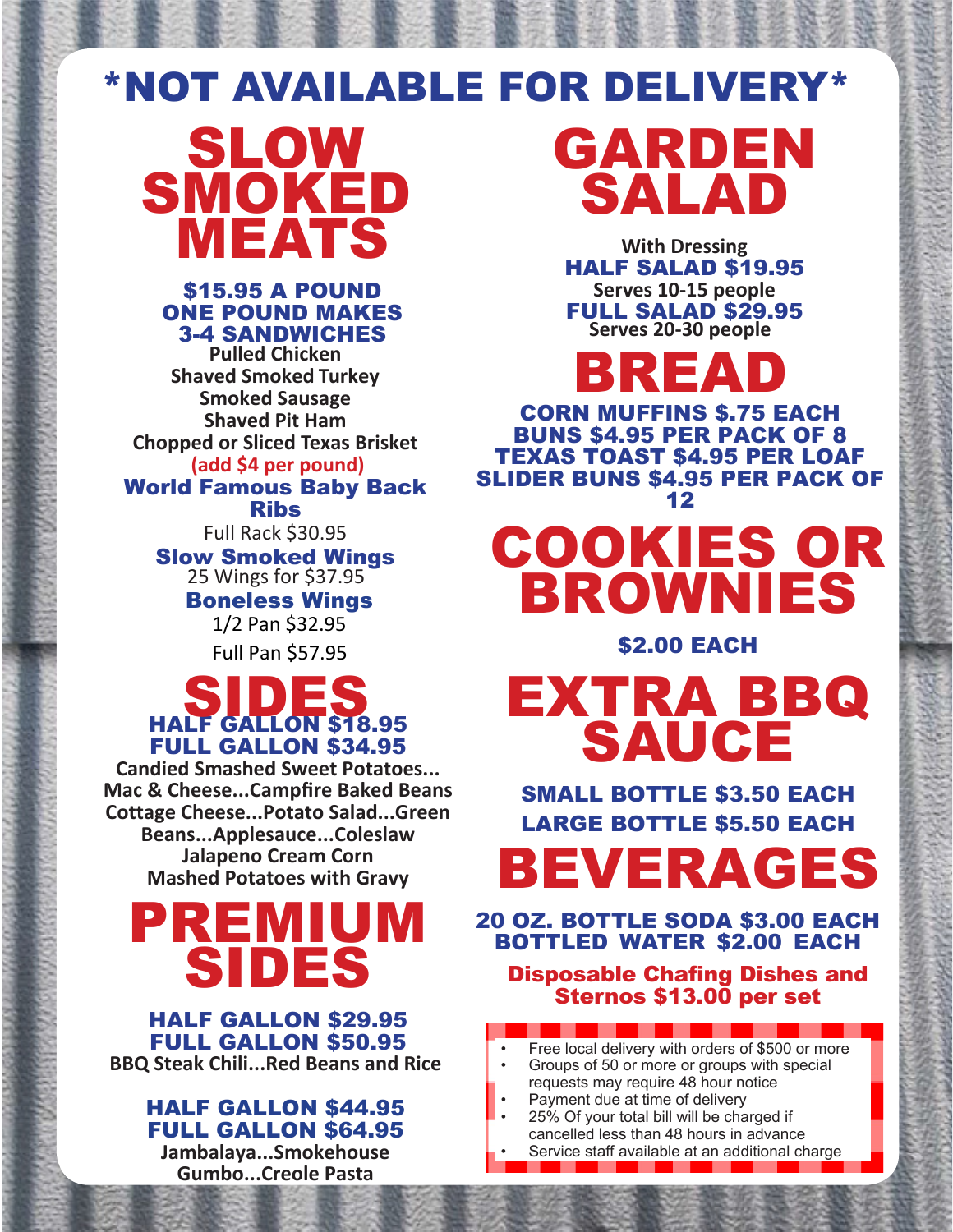# *NOT AVAILABLE FOR DELIVERY*

## SLOW SMOKED MEATS

**$15.95 A POUND**
**ONE POUND MAKES 3-4 SANDWICHES**

**Pulled Chicken**
**Shaved Smoked Turkey**
**Smoked Sausage**
**Shaved Pit Ham**
**Chopped or Sliced Texas Brisket**
**(add $4 per pound)**

**World Famous Baby Back Ribs**
Full Rack $30.95

**Slow Smoked Wings**
25 Wings for $37.95

**Boneless Wings**
1/2 Pan $32.95
Full Pan $57.95

## SIDES

**HALF GALLON $18.95**
**FULL GALLON $34.95**

**Candied Smashed Sweet Potatoes...Mac & Cheese...Campfire Baked Beans Cottage Cheese...Potato Salad...Green Beans...Applesauce...Coleslaw Jalapeno Cream Corn Mashed Potatoes with Gravy**

## PREMIUM SIDES

**HALF GALLON $29.95**
**FULL GALLON $50.95**
**BBQ Steak Chili...Red Beans and Rice**

**HALF GALLON $44.95**
**FULL GALLON $64.95**
**Jambalaya...Smokehouse Gumbo...Creole Pasta**

## GARDEN SALAD

**With Dressing**
**HALF SALAD $19.95**
**Serves 10-15 people**
**FULL SALAD $29.95**
**Serves 20-30 people**

## BREAD

**CORN MUFFINS $.75 EACH**
**BUNS $4.95 PER PACK OF 8**
**TEXAS TOAST $4.95 PER LOAF**
**SLIDER BUNS $4.95 PER PACK OF 12**

## COOKIES OR BROWNIES

**$2.00 EACH**

## EXTRA BBQ SAUCE

**SMALL BOTTLE $3.50 EACH**
**LARGE BOTTLE $5.50 EACH**

## BEVERAGES

**20 OZ. BOTTLE SODA $3.00 EACH**
**BOTTLED WATER $2.00 EACH**

**Disposable Chafing Dishes and Sternos $13.00 per set**

- Free local delivery with orders of $500 or more
- Groups of 50 or more or groups with special requests may require 48 hour notice
- Payment due at time of delivery
- 25% Of your total bill will be charged if cancelled less than 48 hours in advance
- Service staff available at an additional charge